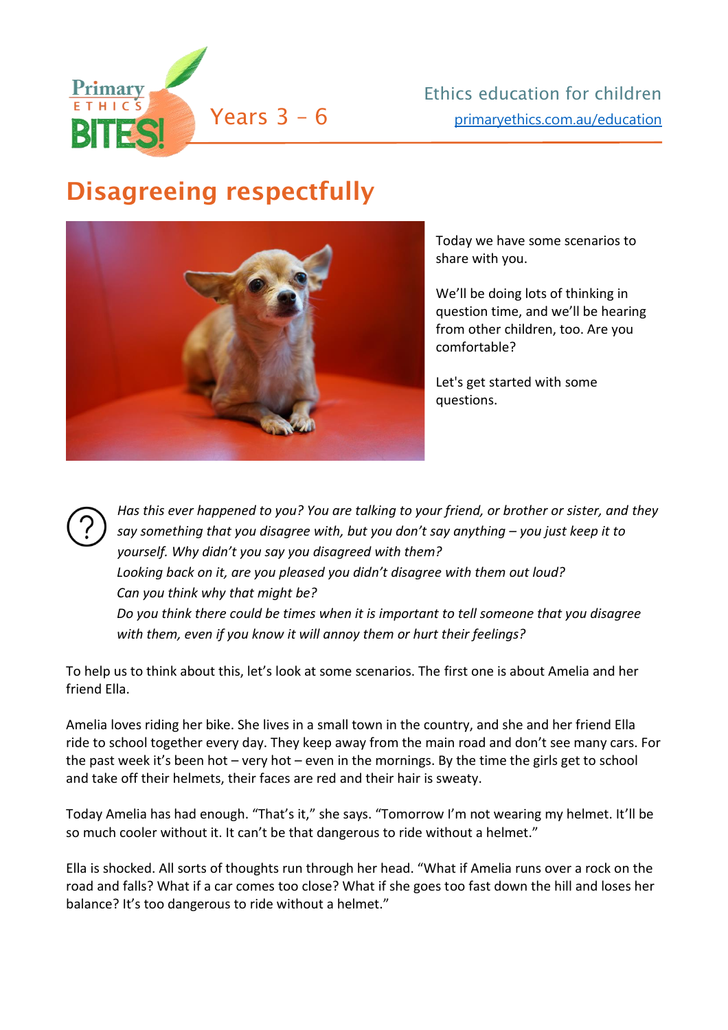Primary ETHICS BITES! Years 3 – 6

Ethics education for children
[primaryethics.com.au/education](primaryethics.com.au/education)

# Disagreeing respectfully

Today we have some scenarios to share with you.

We'll be doing lots of thinking in question time, and we'll be hearing from other children, too. Are you comfortable?

Let's get started with some questions.

*Has this ever happened to you? You are talking to your friend, or brother or sister, and they say something that you disagree with, but you don't say anything – you just keep it to yourself. Why didn't you say you disagreed with them?*
*Looking back on it, are you pleased you didn't disagree with them out loud?*
*Can you think why that might be?*
*Do you think there could be times when it is important to tell someone that you disagree with them, even if you know it will annoy them or hurt their feelings?*

To help us to think about this, let's look at some scenarios. The first one is about Amelia and her friend Ella.

Amelia loves riding her bike. She lives in a small town in the country, and she and her friend Ella ride to school together every day. They keep away from the main road and don't see many cars. For the past week it's been hot – very hot – even in the mornings. By the time the girls get to school and take off their helmets, their faces are red and their hair is sweaty.

Today Amelia has had enough. "That's it," she says. "Tomorrow I'm not wearing my helmet. It'll be so much cooler without it. It can't be that dangerous to ride without a helmet."

Ella is shocked. All sorts of thoughts run through her head. "What if Amelia runs over a rock on the road and falls? What if a car comes too close? What if she goes too fast down the hill and loses her balance? It's too dangerous to ride without a helmet."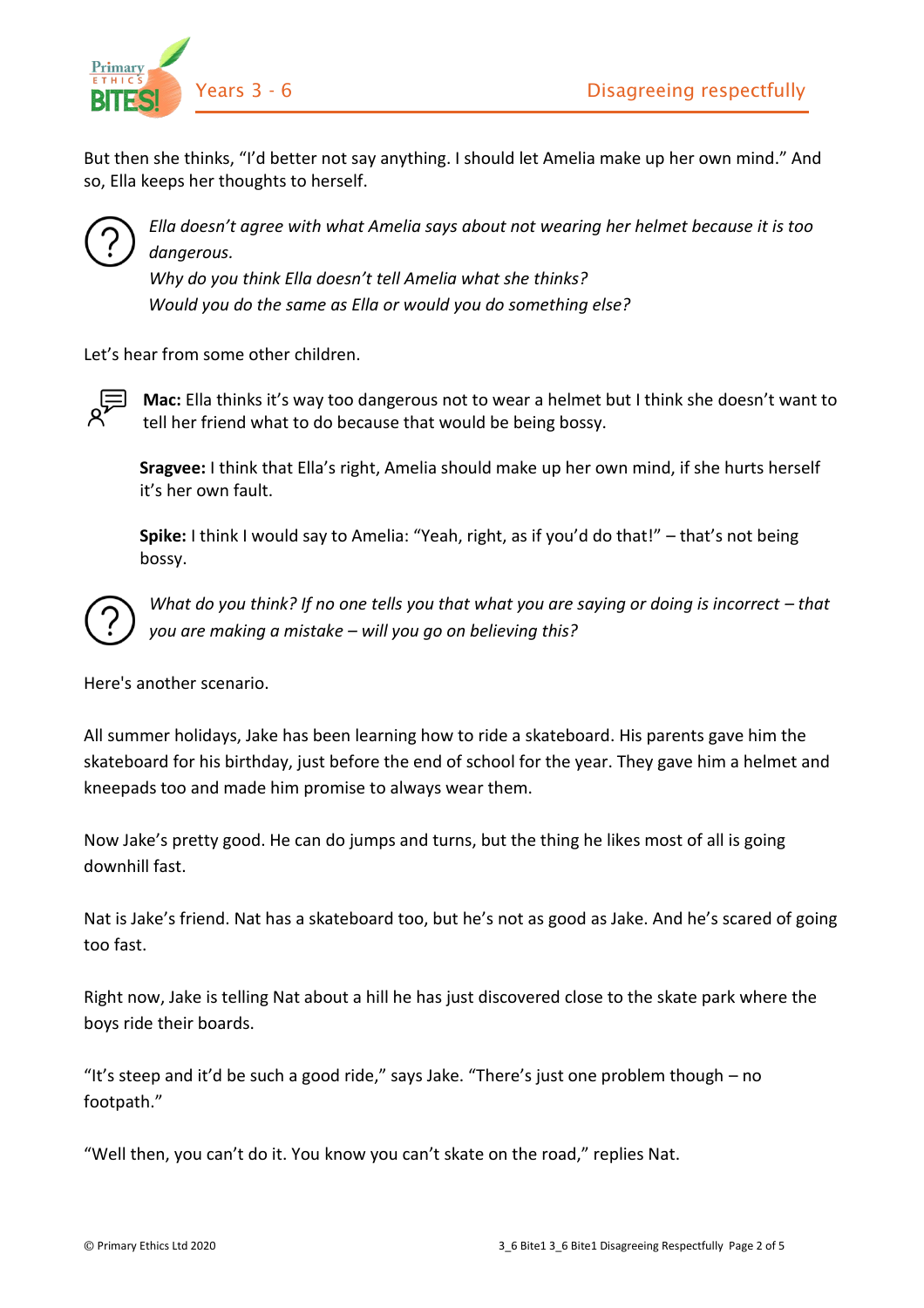But then she thinks, “I’d better not say anything. I should let Amelia make up her own mind.” And so, Ella keeps her thoughts to herself.

*Ella doesn’t agree with what Amelia says about not wearing her helmet because it is too dangerous.*
*Why do you think Ella doesn’t tell Amelia what she thinks?*
*Would you do the same as Ella or would you do something else?*

Let’s hear from some other children.

**Mac:** Ella thinks it’s way too dangerous not to wear a helmet but I think she doesn’t want to tell her friend what to do because that would be being bossy.

**Sragvee:** I think that Ella’s right, Amelia should make up her own mind, if she hurts herself it’s her own fault.

**Spike:** I think I would say to Amelia: “Yeah, right, as if you’d do that!” – that’s not being bossy.

*What do you think? If no one tells you that what you are saying or doing is incorrect – that you are making a mistake – will you go on believing this?*

Here's another scenario.

All summer holidays, Jake has been learning how to ride a skateboard. His parents gave him the skateboard for his birthday, just before the end of school for the year. They gave him a helmet and kneepads too and made him promise to always wear them.

Now Jake’s pretty good. He can do jumps and turns, but the thing he likes most of all is going downhill fast.

Nat is Jake’s friend. Nat has a skateboard too, but he’s not as good as Jake. And he’s scared of going too fast.

Right now, Jake is telling Nat about a hill he has just discovered close to the skate park where the boys ride their boards.

“It’s steep and it’d be such a good ride,” says Jake. “There’s just one problem though – no footpath.”

“Well then, you can’t do it. You know you can’t skate on the road,” replies Nat.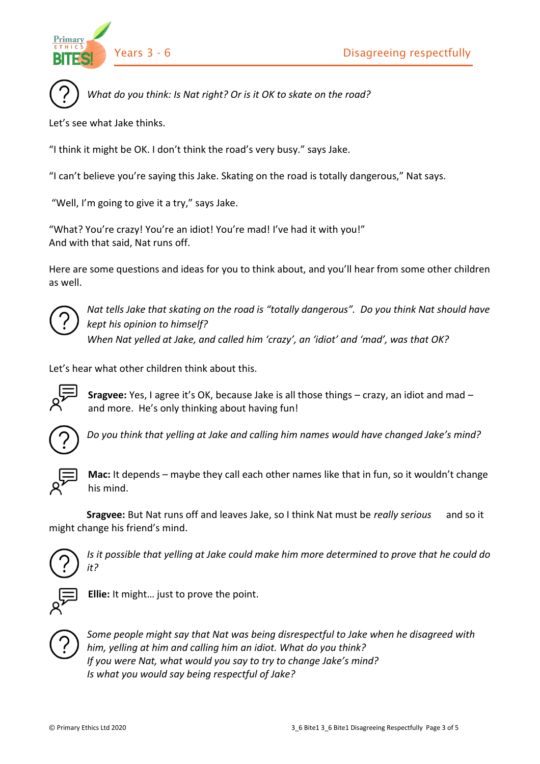*What do you think: Is Nat right? Or is it OK to skate on the road?*

Let's see what Jake thinks.

"I think it might be OK. I don't think the road's very busy." says Jake.

"I can't believe you're saying this Jake. Skating on the road is totally dangerous," Nat says.

"Well, I'm going to give it a try," says Jake.

"What? You're crazy! You're an idiot! You're mad! I've had it with you!"
And with that said, Nat runs off.

Here are some questions and ideas for you to think about, and you'll hear from some other children as well.

*Nat tells Jake that skating on the road is "totally dangerous". Do you think Nat should have kept his opinion to himself?*
*When Nat yelled at Jake, and called him 'crazy', an 'idiot' and 'mad', was that OK?*

Let's hear what other children think about this.

**Sragvee:** Yes, I agree it's OK, because Jake is all those things – crazy, an idiot and mad – and more. He's only thinking about having fun!

*Do you think that yelling at Jake and calling him names would have changed Jake's mind?*

**Mac:** It depends – maybe they call each other names like that in fun, so it wouldn't change his mind.

**Sragvee:** But Nat runs off and leaves Jake, so I think Nat must be *really serious* and so it might change his friend's mind.

*Is it possible that yelling at Jake could make him more determined to prove that he could do it?*

**Ellie:** It might… just to prove the point.

*Some people might say that Nat was being disrespectful to Jake when he disagreed with him, yelling at him and calling him an idiot. What do you think?*
*If you were Nat, what would you say to try to change Jake's mind?*
*Is what you would say being respectful of Jake?*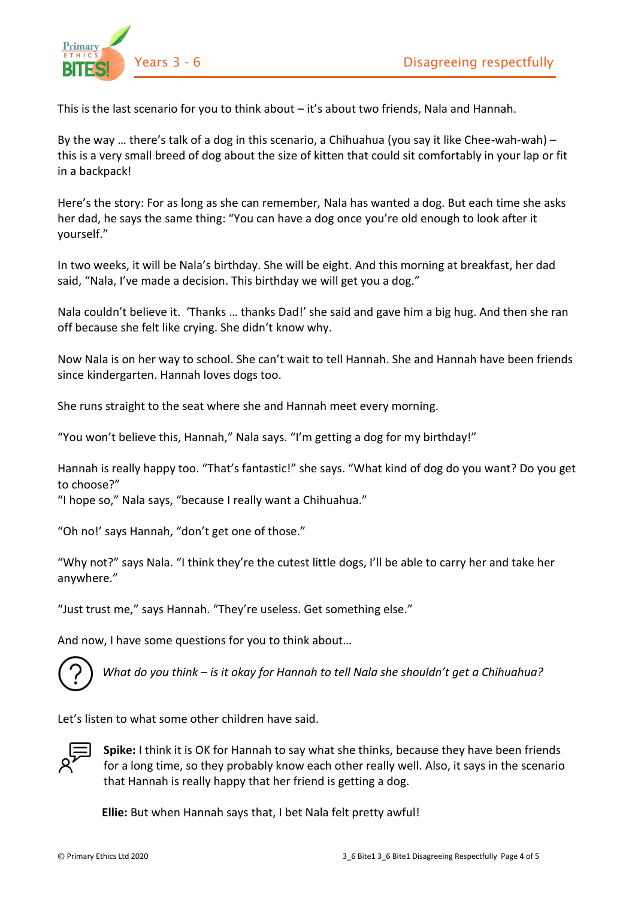This is the last scenario for you to think about – it's about two friends, Nala and Hannah.

By the way … there's talk of a dog in this scenario, a Chihuahua (you say it like Chee-wah-wah) – this is a very small breed of dog about the size of kitten that could sit comfortably in your lap or fit in a backpack!

Here's the story: For as long as she can remember, Nala has wanted a dog. But each time she asks her dad, he says the same thing: "You can have a dog once you're old enough to look after it yourself."

In two weeks, it will be Nala's birthday. She will be eight. And this morning at breakfast, her dad said, "Nala, I've made a decision. This birthday we will get you a dog."

Nala couldn't believe it. 'Thanks … thanks Dad!' she said and gave him a big hug. And then she ran off because she felt like crying. She didn't know why.

Now Nala is on her way to school. She can't wait to tell Hannah. She and Hannah have been friends since kindergarten. Hannah loves dogs too.

She runs straight to the seat where she and Hannah meet every morning.

"You won't believe this, Hannah," Nala says. "I'm getting a dog for my birthday!"

Hannah is really happy too. "That's fantastic!" she says. "What kind of dog do you want? Do you get to choose?"
"I hope so," Nala says, "because I really want a Chihuahua."

"Oh no!' says Hannah, "don't get one of those."

"Why not?" says Nala. "I think they're the cutest little dogs, I'll be able to carry her and take her anywhere."

"Just trust me," says Hannah. "They're useless. Get something else."

And now, I have some questions for you to think about…

*What do you think – is it okay for Hannah to tell Nala she shouldn't get a Chihuahua?*

Let's listen to what some other children have said.

**Spike:** I think it is OK for Hannah to say what she thinks, because they have been friends for a long time, so they probably know each other really well. Also, it says in the scenario that Hannah is really happy that her friend is getting a dog.

**Ellie:** But when Hannah says that, I bet Nala felt pretty awful!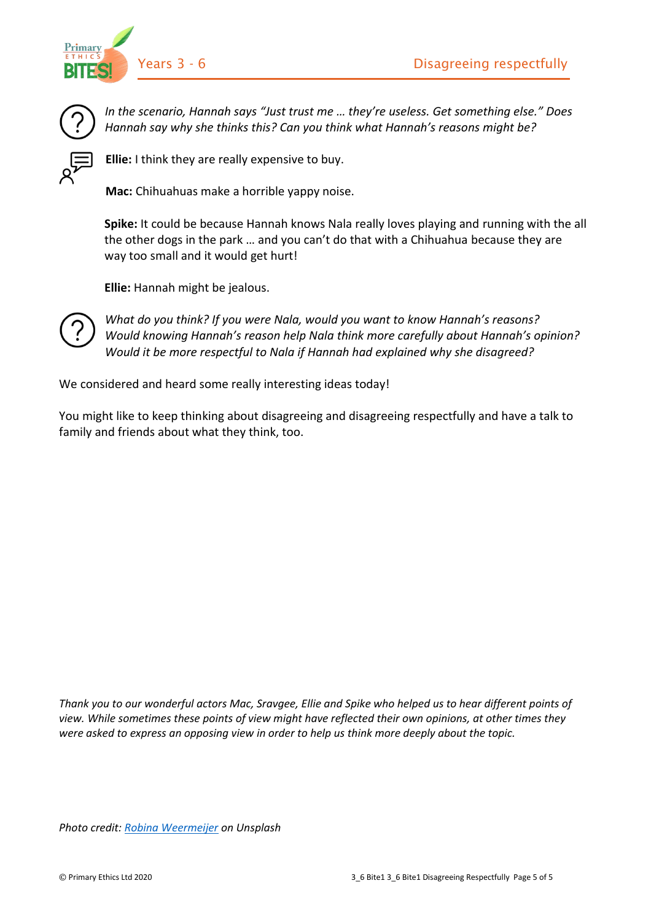*In the scenario, Hannah says "Just trust me … they're useless. Get something else." Does Hannah say why she thinks this? Can you think what Hannah's reasons might be?*

**Ellie:** I think they are really expensive to buy.

**Mac:** Chihuahuas make a horrible yappy noise.

**Spike:** It could be because Hannah knows Nala really loves playing and running with the all the other dogs in the park … and you can't do that with a Chihuahua because they are way too small and it would get hurt!

**Ellie:** Hannah might be jealous.

*What do you think? If you were Nala, would you want to know Hannah's reasons? Would knowing Hannah's reason help Nala think more carefully about Hannah's opinion? Would it be more respectful to Nala if Hannah had explained why she disagreed?*

We considered and heard some really interesting ideas today!

You might like to keep thinking about disagreeing and disagreeing respectfully and have a talk to family and friends about what they think, too.

*Thank you to our wonderful actors Mac, Sravgee, Ellie and Spike who helped us to hear different points of view. While sometimes these points of view might have reflected their own opinions, at other times they were asked to express an opposing view in order to help us think more deeply about the topic.*

*Photo credit: Robina Weermeijer on Unsplash*

© Primary Ethics Ltd 2020